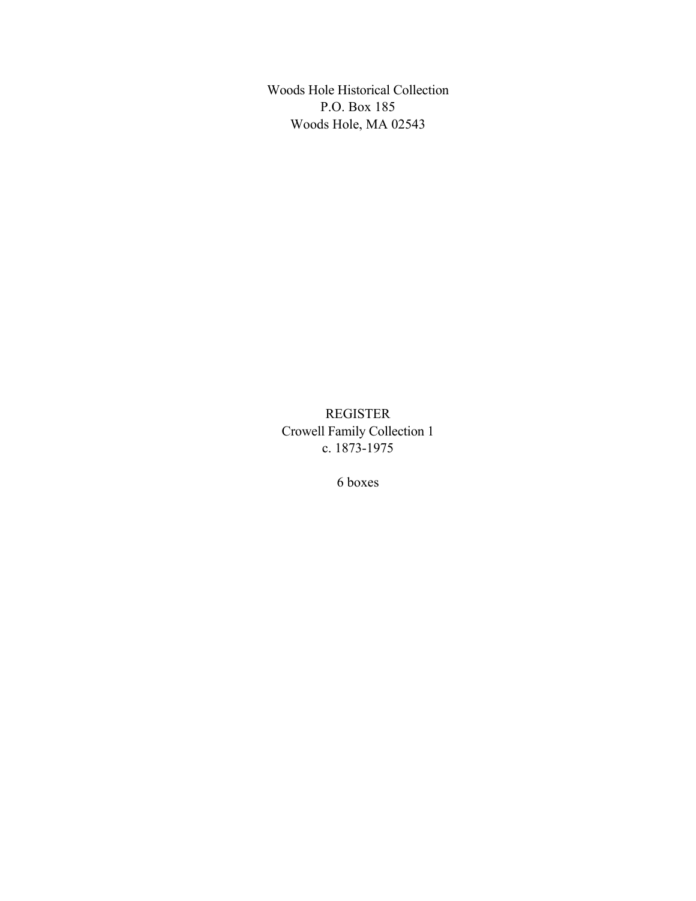Woods Hole Historical Collection
P.O. Box 185
Woods Hole, MA 02543

# REGISTER

Crowell Family Collection 1
c. 1873-1975

6 boxes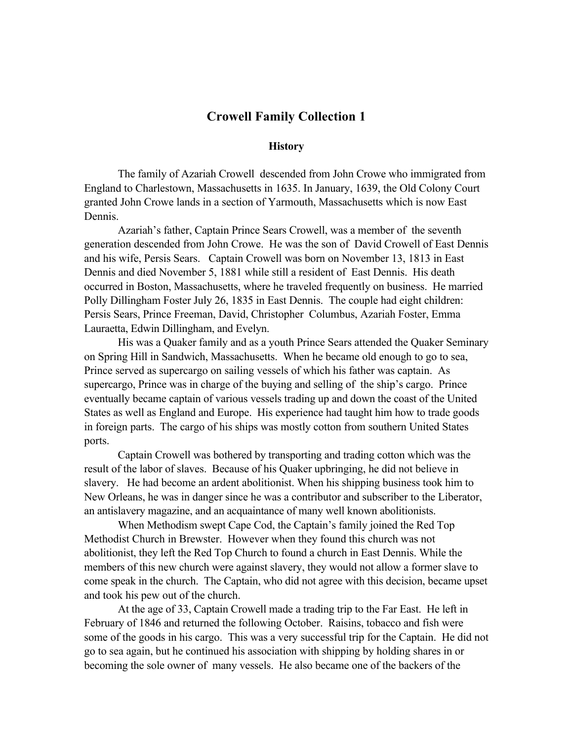# Crowell Family Collection 1

## History

The family of Azariah Crowell descended from John Crowe who immigrated from England to Charlestown, Massachusetts in 1635. In January, 1639, the Old Colony Court granted John Crowe lands in a section of Yarmouth, Massachusetts which is now East Dennis.

Azariah's father, Captain Prince Sears Crowell, was a member of the seventh generation descended from John Crowe. He was the son of David Crowell of East Dennis and his wife, Persis Sears. Captain Crowell was born on November 13, 1813 in East Dennis and died November 5, 1881 while still a resident of East Dennis. His death occurred in Boston, Massachusetts, where he traveled frequently on business. He married Polly Dillingham Foster July 26, 1835 in East Dennis. The couple had eight children: Persis Sears, Prince Freeman, David, Christopher Columbus, Azariah Foster, Emma Lauraetta, Edwin Dillingham, and Evelyn.

His was a Quaker family and as a youth Prince Sears attended the Quaker Seminary on Spring Hill in Sandwich, Massachusetts. When he became old enough to go to sea, Prince served as supercargo on sailing vessels of which his father was captain. As supercargo, Prince was in charge of the buying and selling of the ship's cargo. Prince eventually became captain of various vessels trading up and down the coast of the United States as well as England and Europe. His experience had taught him how to trade goods in foreign parts. The cargo of his ships was mostly cotton from southern United States ports.

Captain Crowell was bothered by transporting and trading cotton which was the result of the labor of slaves. Because of his Quaker upbringing, he did not believe in slavery. He had become an ardent abolitionist. When his shipping business took him to New Orleans, he was in danger since he was a contributor and subscriber to the Liberator, an antislavery magazine, and an acquaintance of many well known abolitionists.

When Methodism swept Cape Cod, the Captain's family joined the Red Top Methodist Church in Brewster. However when they found this church was not abolitionist, they left the Red Top Church to found a church in East Dennis. While the members of this new church were against slavery, they would not allow a former slave to come speak in the church. The Captain, who did not agree with this decision, became upset and took his pew out of the church.

At the age of 33, Captain Crowell made a trading trip to the Far East. He left in February of 1846 and returned the following October. Raisins, tobacco and fish were some of the goods in his cargo. This was a very successful trip for the Captain. He did not go to sea again, but he continued his association with shipping by holding shares in or becoming the sole owner of many vessels. He also became one of the backers of the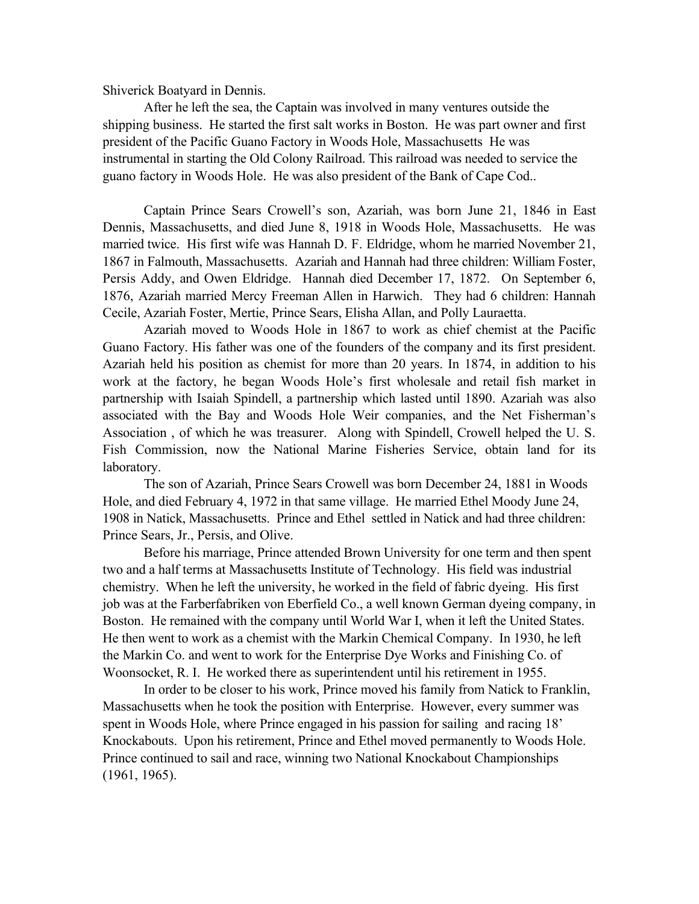Shiverick Boatyard in Dennis.

After he left the sea, the Captain was involved in many ventures outside the shipping business. He started the first salt works in Boston. He was part owner and first president of the Pacific Guano Factory in Woods Hole, Massachusetts He was instrumental in starting the Old Colony Railroad. This railroad was needed to service the guano factory in Woods Hole. He was also president of the Bank of Cape Cod..

Captain Prince Sears Crowell's son, Azariah, was born June 21, 1846 in East Dennis, Massachusetts, and died June 8, 1918 in Woods Hole, Massachusetts. He was married twice. His first wife was Hannah D. F. Eldridge, whom he married November 21, 1867 in Falmouth, Massachusetts. Azariah and Hannah had three children: William Foster, Persis Addy, and Owen Eldridge. Hannah died December 17, 1872. On September 6, 1876, Azariah married Mercy Freeman Allen in Harwich. They had 6 children: Hannah Cecile, Azariah Foster, Mertie, Prince Sears, Elisha Allan, and Polly Lauraetta.

Azariah moved to Woods Hole in 1867 to work as chief chemist at the Pacific Guano Factory. His father was one of the founders of the company and its first president. Azariah held his position as chemist for more than 20 years. In 1874, in addition to his work at the factory, he began Woods Hole's first wholesale and retail fish market in partnership with Isaiah Spindell, a partnership which lasted until 1890. Azariah was also associated with the Bay and Woods Hole Weir companies, and the Net Fisherman's Association , of which he was treasurer. Along with Spindell, Crowell helped the U. S. Fish Commission, now the National Marine Fisheries Service, obtain land for its laboratory.

The son of Azariah, Prince Sears Crowell was born December 24, 1881 in Woods Hole, and died February 4, 1972 in that same village. He married Ethel Moody June 24, 1908 in Natick, Massachusetts. Prince and Ethel settled in Natick and had three children: Prince Sears, Jr., Persis, and Olive.

Before his marriage, Prince attended Brown University for one term and then spent two and a half terms at Massachusetts Institute of Technology. His field was industrial chemistry. When he left the university, he worked in the field of fabric dyeing. His first job was at the Farberfabriken von Eberfield Co., a well known German dyeing company, in Boston. He remained with the company until World War I, when it left the United States. He then went to work as a chemist with the Markin Chemical Company. In 1930, he left the Markin Co. and went to work for the Enterprise Dye Works and Finishing Co. of Woonsocket, R. I. He worked there as superintendent until his retirement in 1955.

In order to be closer to his work, Prince moved his family from Natick to Franklin, Massachusetts when he took the position with Enterprise. However, every summer was spent in Woods Hole, where Prince engaged in his passion for sailing and racing 18' Knockabouts. Upon his retirement, Prince and Ethel moved permanently to Woods Hole. Prince continued to sail and race, winning two National Knockabout Championships (1961, 1965).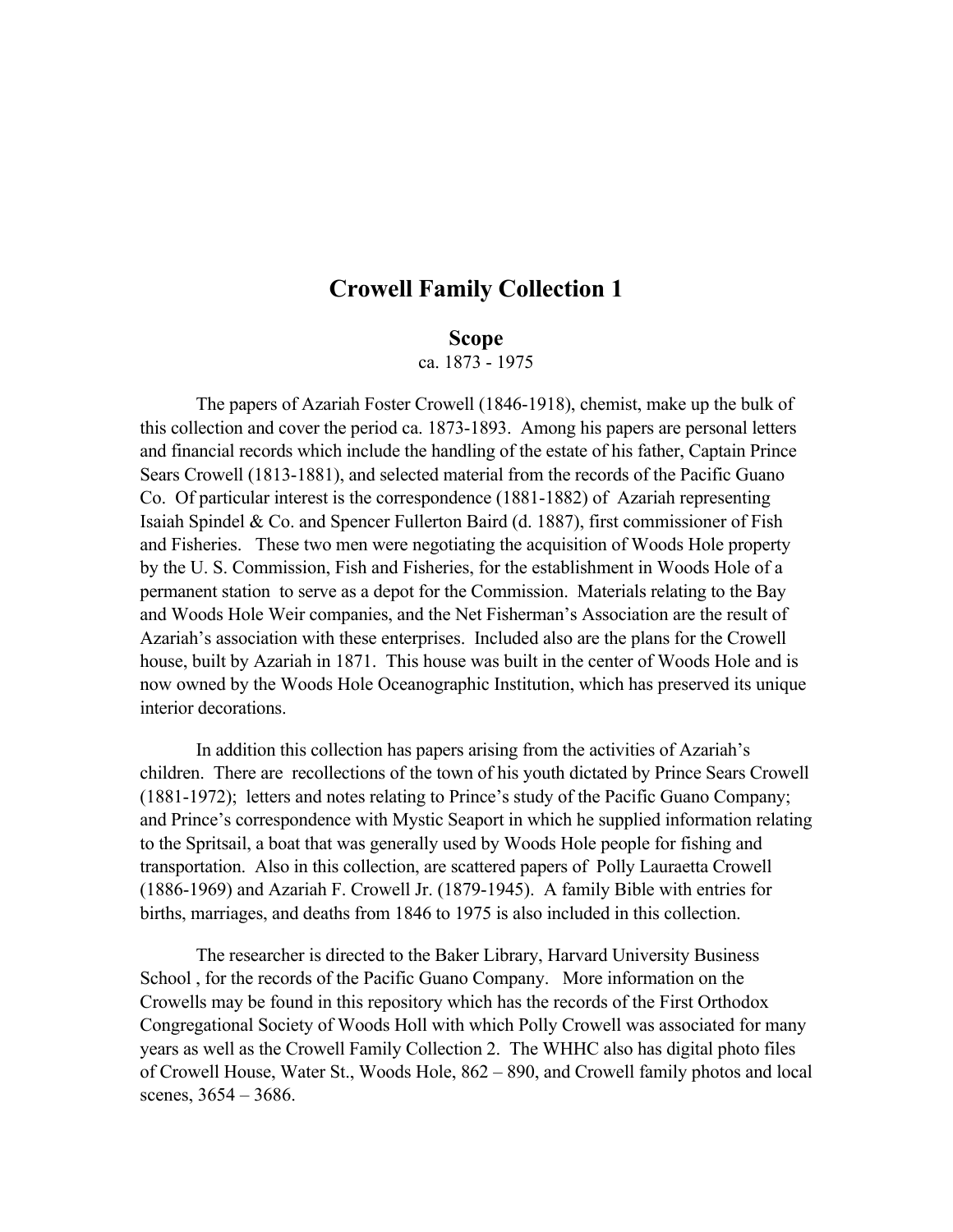# Crowell Family Collection 1

## Scope

ca. 1873 - 1975

The papers of Azariah Foster Crowell (1846-1918), chemist, make up the bulk of this collection and cover the period ca. 1873-1893. Among his papers are personal letters and financial records which include the handling of the estate of his father, Captain Prince Sears Crowell (1813-1881), and selected material from the records of the Pacific Guano Co. Of particular interest is the correspondence (1881-1882) of Azariah representing Isaiah Spindel & Co. and Spencer Fullerton Baird (d. 1887), first commissioner of Fish and Fisheries. These two men were negotiating the acquisition of Woods Hole property by the U. S. Commission, Fish and Fisheries, for the establishment in Woods Hole of a permanent station to serve as a depot for the Commission. Materials relating to the Bay and Woods Hole Weir companies, and the Net Fisherman's Association are the result of Azariah's association with these enterprises. Included also are the plans for the Crowell house, built by Azariah in 1871. This house was built in the center of Woods Hole and is now owned by the Woods Hole Oceanographic Institution, which has preserved its unique interior decorations.

In addition this collection has papers arising from the activities of Azariah's children. There are recollections of the town of his youth dictated by Prince Sears Crowell (1881-1972); letters and notes relating to Prince's study of the Pacific Guano Company; and Prince's correspondence with Mystic Seaport in which he supplied information relating to the Spritsail, a boat that was generally used by Woods Hole people for fishing and transportation. Also in this collection, are scattered papers of Polly Lauraetta Crowell (1886-1969) and Azariah F. Crowell Jr. (1879-1945). A family Bible with entries for births, marriages, and deaths from 1846 to 1975 is also included in this collection.

The researcher is directed to the Baker Library, Harvard University Business School , for the records of the Pacific Guano Company. More information on the Crowells may be found in this repository which has the records of the First Orthodox Congregational Society of Woods Holl with which Polly Crowell was associated for many years as well as the Crowell Family Collection 2. The WHHC also has digital photo files of Crowell House, Water St., Woods Hole, 862 – 890, and Crowell family photos and local scenes, 3654 – 3686.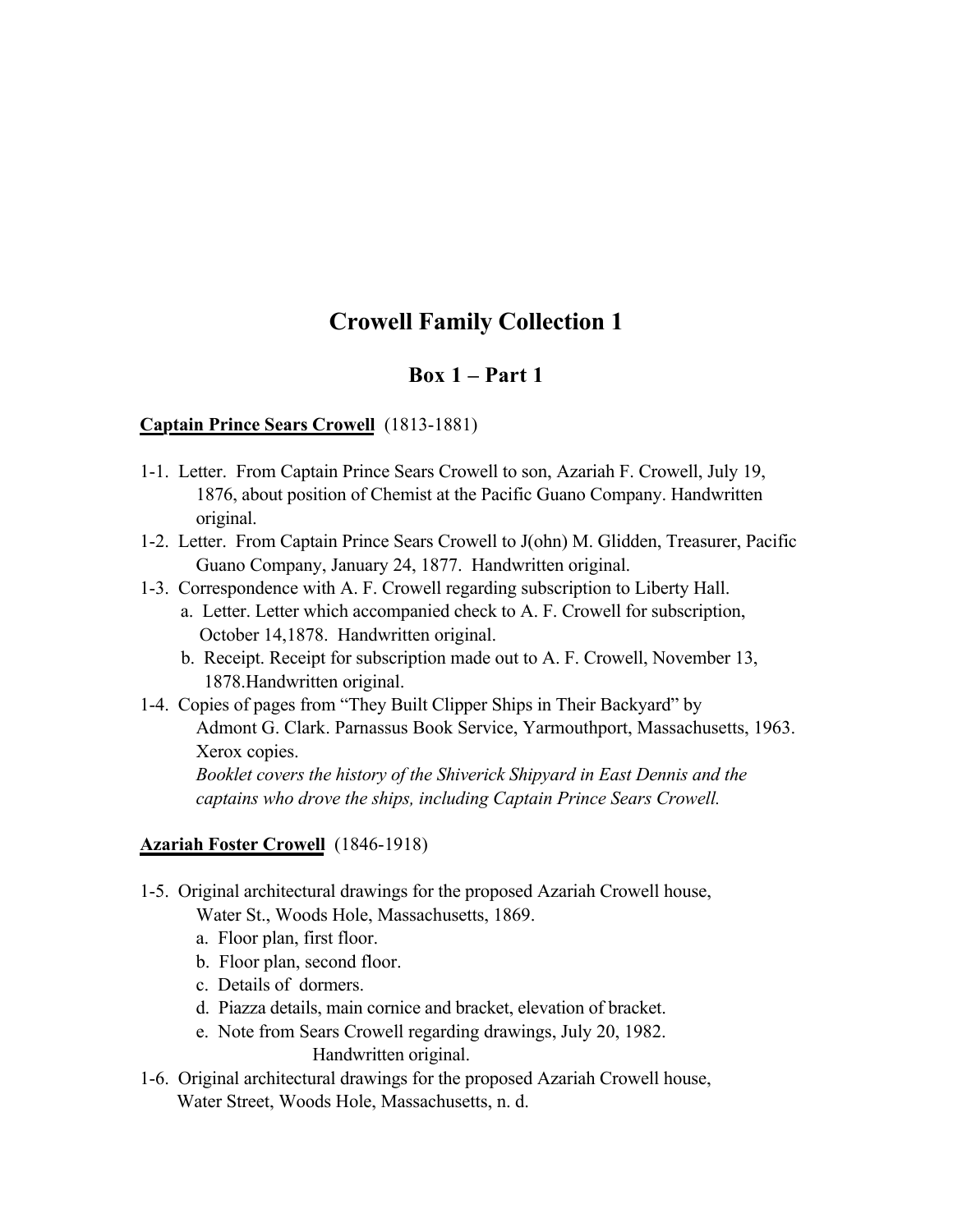# Crowell Family Collection 1

## Box 1 – Part 1

**Captain Prince Sears Crowell** (1813-1881)

1-1. Letter. From Captain Prince Sears Crowell to son, Azariah F. Crowell, July 19, 1876, about position of Chemist at the Pacific Guano Company. Handwritten original.

1-2. Letter. From Captain Prince Sears Crowell to J(ohn) M. Glidden, Treasurer, Pacific Guano Company, January 24, 1877. Handwritten original.

1-3. Correspondence with A. F. Crowell regarding subscription to Liberty Hall.
   - a. Letter. Letter which accompanied check to A. F. Crowell for subscription, October 14,1878. Handwritten original.
   - b. Receipt. Receipt for subscription made out to A. F. Crowell, November 13, 1878.Handwritten original.

1-4. Copies of pages from "They Built Clipper Ships in Their Backyard" by Admont G. Clark. Parnassus Book Service, Yarmouthport, Massachusetts, 1963. Xerox copies.
   *Booklet covers the history of the Shiverick Shipyard in East Dennis and the captains who drove the ships, including Captain Prince Sears Crowell.*

**Azariah Foster Crowell** (1846-1918)

1-5. Original architectural drawings for the proposed Azariah Crowell house, Water St., Woods Hole, Massachusetts, 1869.
   - a. Floor plan, first floor.
   - b. Floor plan, second floor.
   - c. Details of dormers.
   - d. Piazza details, main cornice and bracket, elevation of bracket.
   - e. Note from Sears Crowell regarding drawings, July 20, 1982. Handwritten original.

1-6. Original architectural drawings for the proposed Azariah Crowell house, Water Street, Woods Hole, Massachusetts, n. d.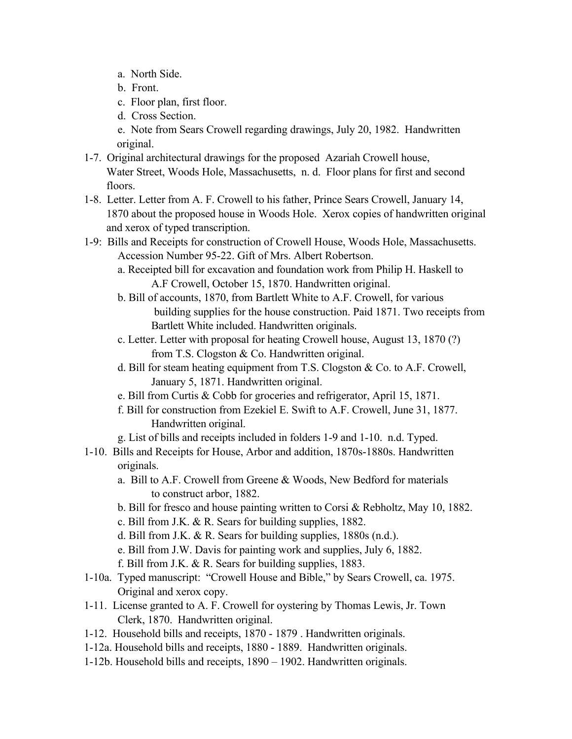a. North Side.

b. Front.

c. Floor plan, first floor.

d. Cross Section.

e. Note from Sears Crowell regarding drawings, July 20, 1982. Handwritten original.

1-7. Original architectural drawings for the proposed Azariah Crowell house, Water Street, Woods Hole, Massachusetts, n. d. Floor plans for first and second floors.

1-8. Letter. Letter from A. F. Crowell to his father, Prince Sears Crowell, January 14, 1870 about the proposed house in Woods Hole. Xerox copies of handwritten original and xerox of typed transcription.

1-9: Bills and Receipts for construction of Crowell House, Woods Hole, Massachusetts. Accession Number 95-22. Gift of Mrs. Albert Robertson.

a. Receipted bill for excavation and foundation work from Philip H. Haskell to A.F Crowell, October 15, 1870. Handwritten original.

b. Bill of accounts, 1870, from Bartlett White to A.F. Crowell, for various building supplies for the house construction. Paid 1871. Two receipts from Bartlett White included. Handwritten originals.

c. Letter. Letter with proposal for heating Crowell house, August 13, 1870 (?) from T.S. Clogston & Co. Handwritten original.

d. Bill for steam heating equipment from T.S. Clogston & Co. to A.F. Crowell, January 5, 1871. Handwritten original.

e. Bill from Curtis & Cobb for groceries and refrigerator, April 15, 1871.

f. Bill for construction from Ezekiel E. Swift to A.F. Crowell, June 31, 1877. Handwritten original.

g. List of bills and receipts included in folders 1-9 and 1-10. n.d. Typed.

1-10. Bills and Receipts for House, Arbor and addition, 1870s-1880s. Handwritten originals.

a. Bill to A.F. Crowell from Greene & Woods, New Bedford for materials to construct arbor, 1882.

b. Bill for fresco and house painting written to Corsi & Rebholtz, May 10, 1882.

c. Bill from J.K. & R. Sears for building supplies, 1882.

d. Bill from J.K. & R. Sears for building supplies, 1880s (n.d.).

e. Bill from J.W. Davis for painting work and supplies, July 6, 1882.

f. Bill from J.K. & R. Sears for building supplies, 1883.

1-10a. Typed manuscript: "Crowell House and Bible," by Sears Crowell, ca. 1975. Original and xerox copy.

1-11. License granted to A. F. Crowell for oystering by Thomas Lewis, Jr. Town Clerk, 1870. Handwritten original.

1-12. Household bills and receipts, 1870 - 1879 . Handwritten originals.

1-12a. Household bills and receipts, 1880 - 1889. Handwritten originals.

1-12b. Household bills and receipts, 1890 – 1902. Handwritten originals.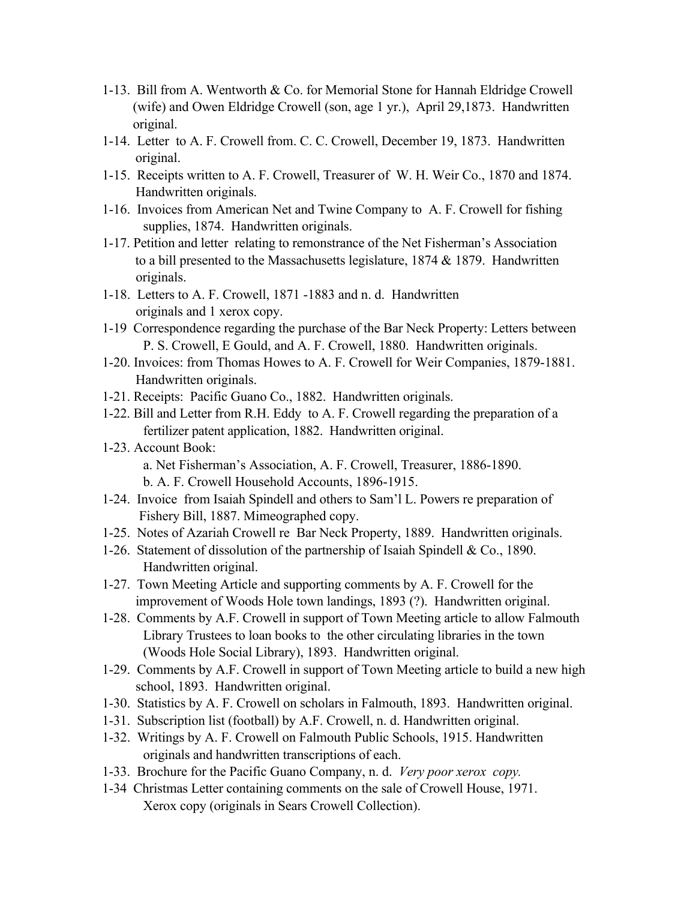1-13. Bill from A. Wentworth & Co. for Memorial Stone for Hannah Eldridge Crowell (wife) and Owen Eldridge Crowell (son, age 1 yr.), April 29,1873. Handwritten original.

1-14. Letter to A. F. Crowell from. C. C. Crowell, December 19, 1873. Handwritten original.

1-15. Receipts written to A. F. Crowell, Treasurer of W. H. Weir Co., 1870 and 1874. Handwritten originals.

1-16. Invoices from American Net and Twine Company to A. F. Crowell for fishing supplies, 1874. Handwritten originals.

1-17. Petition and letter relating to remonstrance of the Net Fisherman's Association to a bill presented to the Massachusetts legislature, 1874 & 1879. Handwritten originals.

1-18. Letters to A. F. Crowell, 1871 -1883 and n. d. Handwritten originals and 1 xerox copy.

1-19 Correspondence regarding the purchase of the Bar Neck Property: Letters between P. S. Crowell, E Gould, and A. F. Crowell, 1880. Handwritten originals.

1-20. Invoices: from Thomas Howes to A. F. Crowell for Weir Companies, 1879-1881. Handwritten originals.

1-21. Receipts: Pacific Guano Co., 1882. Handwritten originals.

1-22. Bill and Letter from R.H. Eddy to A. F. Crowell regarding the preparation of a fertilizer patent application, 1882. Handwritten original.

1-23. Account Book:
   a. Net Fisherman's Association, A. F. Crowell, Treasurer, 1886-1890.
   b. A. F. Crowell Household Accounts, 1896-1915.

1-24. Invoice from Isaiah Spindell and others to Sam'l L. Powers re preparation of Fishery Bill, 1887. Mimeographed copy.

1-25. Notes of Azariah Crowell re Bar Neck Property, 1889. Handwritten originals.

1-26. Statement of dissolution of the partnership of Isaiah Spindell & Co., 1890. Handwritten original.

1-27. Town Meeting Article and supporting comments by A. F. Crowell for the improvement of Woods Hole town landings, 1893 (?). Handwritten original.

1-28. Comments by A.F. Crowell in support of Town Meeting article to allow Falmouth Library Trustees to loan books to the other circulating libraries in the town (Woods Hole Social Library), 1893. Handwritten original.

1-29. Comments by A.F. Crowell in support of Town Meeting article to build a new high school, 1893. Handwritten original.

1-30. Statistics by A. F. Crowell on scholars in Falmouth, 1893. Handwritten original.

1-31. Subscription list (football) by A.F. Crowell, n. d. Handwritten original.

1-32. Writings by A. F. Crowell on Falmouth Public Schools, 1915. Handwritten originals and handwritten transcriptions of each.

1-33. Brochure for the Pacific Guano Company, n. d. *Very poor xerox copy.*

1-34 Christmas Letter containing comments on the sale of Crowell House, 1971. Xerox copy (originals in Sears Crowell Collection).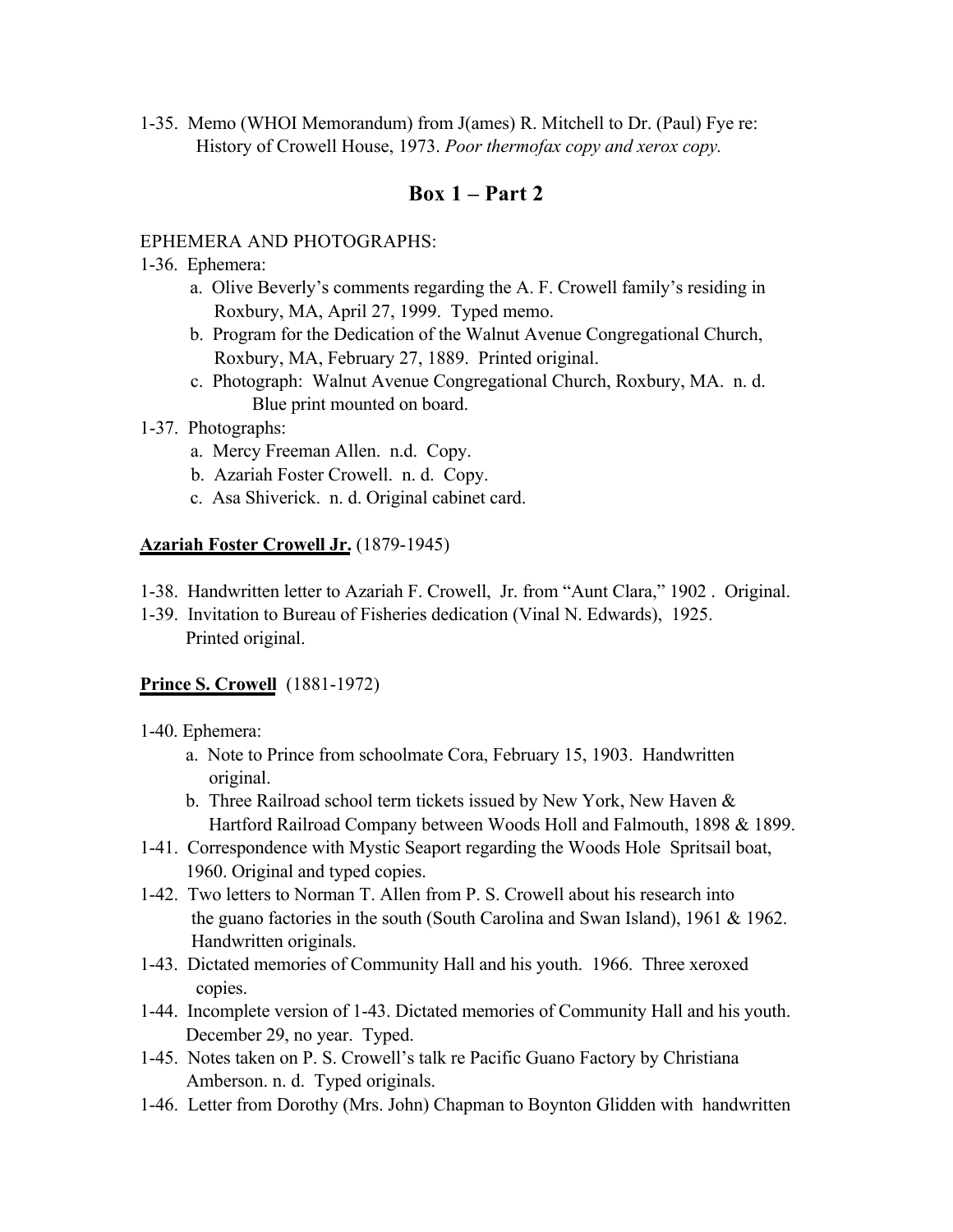1-35. Memo (WHOI Memorandum) from J(ames) R. Mitchell to Dr. (Paul) Fye re: History of Crowell House, 1973. *Poor thermofax copy and xerox copy.*

## Box 1 – Part 2

EPHEMERA AND PHOTOGRAPHS:

1-36. Ephemera:
  a. Olive Beverly's comments regarding the A. F. Crowell family's residing in Roxbury, MA, April 27, 1999. Typed memo.
  b. Program for the Dedication of the Walnut Avenue Congregational Church, Roxbury, MA, February 27, 1889. Printed original.
  c. Photograph: Walnut Avenue Congregational Church, Roxbury, MA. n. d. Blue print mounted on board.

1-37. Photographs:
  a. Mercy Freeman Allen. n.d. Copy.
  b. Azariah Foster Crowell. n. d. Copy.
  c. Asa Shiverick. n. d. Original cabinet card.

**<u>Azariah Foster Crowell Jr.</u>** (1879-1945)

1-38. Handwritten letter to Azariah F. Crowell, Jr. from "Aunt Clara," 1902 . Original.

1-39. Invitation to Bureau of Fisheries dedication (Vinal N. Edwards), 1925. Printed original.

**<u>Prince S. Crowell</u>** (1881-1972)

1-40. Ephemera:
  a. Note to Prince from schoolmate Cora, February 15, 1903. Handwritten original.
  b. Three Railroad school term tickets issued by New York, New Haven & Hartford Railroad Company between Woods Holl and Falmouth, 1898 & 1899.

1-41. Correspondence with Mystic Seaport regarding the Woods Hole Spritsail boat, 1960. Original and typed copies.

1-42. Two letters to Norman T. Allen from P. S. Crowell about his research into the guano factories in the south (South Carolina and Swan Island), 1961 & 1962. Handwritten originals.

1-43. Dictated memories of Community Hall and his youth. 1966. Three xeroxed copies.

1-44. Incomplete version of 1-43. Dictated memories of Community Hall and his youth. December 29, no year. Typed.

1-45. Notes taken on P. S. Crowell's talk re Pacific Guano Factory by Christiana Amberson. n. d. Typed originals.

1-46. Letter from Dorothy (Mrs. John) Chapman to Boynton Glidden with handwritten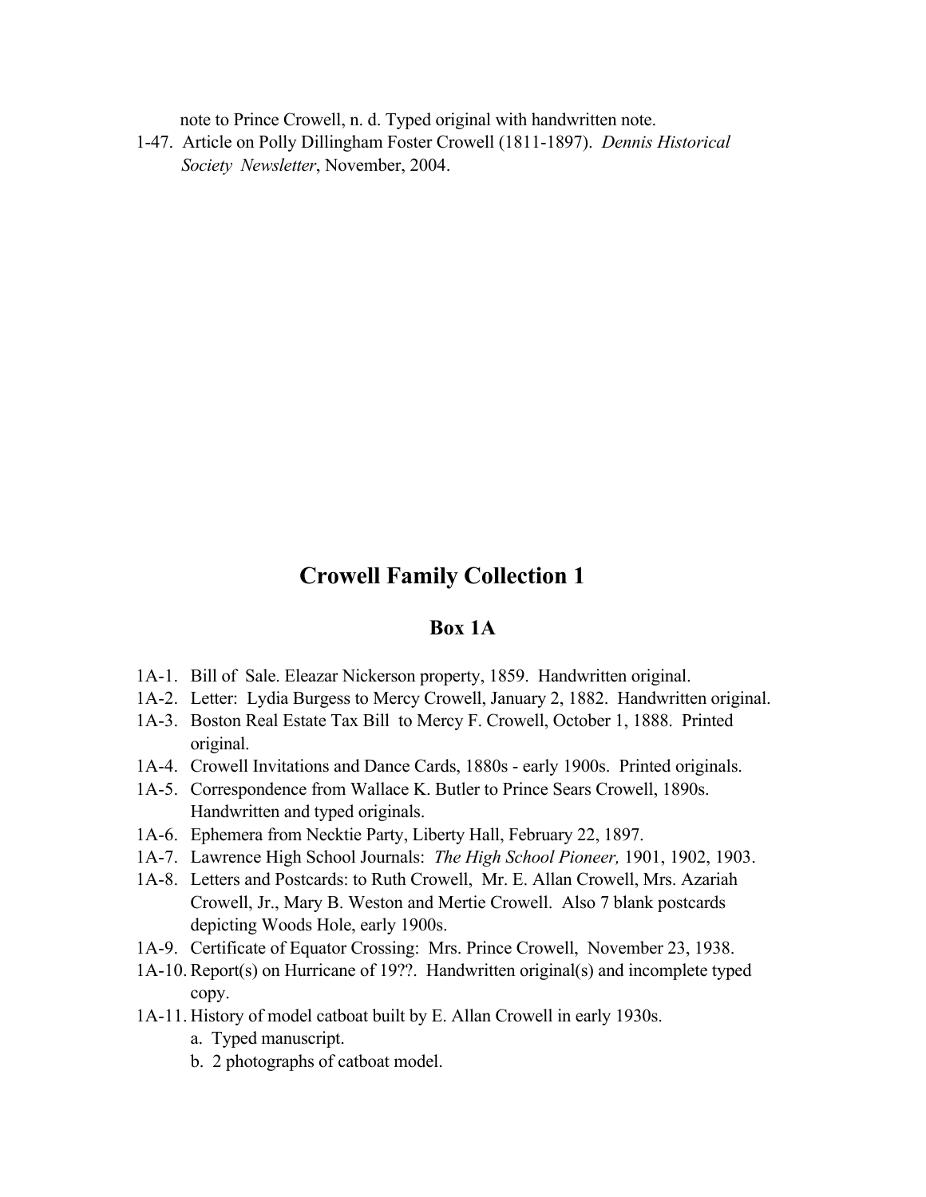note to Prince Crowell, n. d. Typed original with handwritten note.

1-47. Article on Polly Dillingham Foster Crowell (1811-1897). *Dennis Historical Society Newsletter*, November, 2004.

# Crowell Family Collection 1

## Box 1A

1A-1. Bill of Sale. Eleazar Nickerson property, 1859. Handwritten original.

1A-2. Letter: Lydia Burgess to Mercy Crowell, January 2, 1882. Handwritten original.

1A-3. Boston Real Estate Tax Bill to Mercy F. Crowell, October 1, 1888. Printed original.

1A-4. Crowell Invitations and Dance Cards, 1880s - early 1900s. Printed originals.

1A-5. Correspondence from Wallace K. Butler to Prince Sears Crowell, 1890s. Handwritten and typed originals.

1A-6. Ephemera from Necktie Party, Liberty Hall, February 22, 1897.

1A-7. Lawrence High School Journals: *The High School Pioneer,* 1901, 1902, 1903.

1A-8. Letters and Postcards: to Ruth Crowell, Mr. E. Allan Crowell, Mrs. Azariah Crowell, Jr., Mary B. Weston and Mertie Crowell. Also 7 blank postcards depicting Woods Hole, early 1900s.

1A-9. Certificate of Equator Crossing: Mrs. Prince Crowell, November 23, 1938.

1A-10. Report(s) on Hurricane of 19??. Handwritten original(s) and incomplete typed copy.

1A-11. History of model catboat built by E. Allan Crowell in early 1930s.

  a. Typed manuscript.
  b. 2 photographs of catboat model.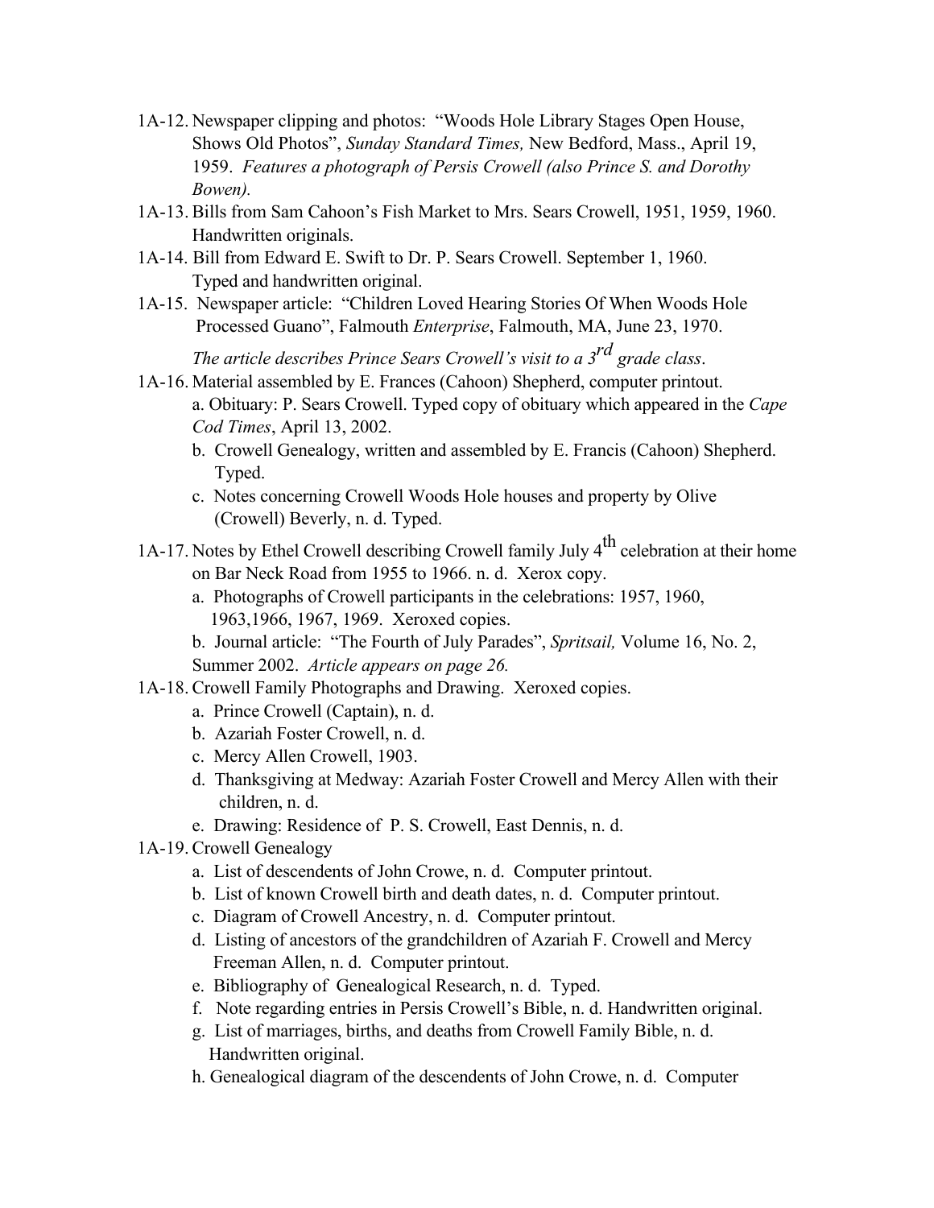1A-12. Newspaper clipping and photos: "Woods Hole Library Stages Open House, Shows Old Photos", *Sunday Standard Times,* New Bedford, Mass., April 19, 1959. *Features a photograph of Persis Crowell (also Prince S. and Dorothy Bowen).*

1A-13. Bills from Sam Cahoon's Fish Market to Mrs. Sears Crowell, 1951, 1959, 1960. Handwritten originals.

1A-14. Bill from Edward E. Swift to Dr. P. Sears Crowell. September 1, 1960. Typed and handwritten original.

1A-15. Newspaper article: "Children Loved Hearing Stories Of When Woods Hole Processed Guano", Falmouth *Enterprise*, Falmouth, MA, June 23, 1970. *The article describes Prince Sears Crowell's visit to a 3rd grade class*.

1A-16. Material assembled by E. Frances (Cahoon) Shepherd, computer printout.
  - a. Obituary: P. Sears Crowell. Typed copy of obituary which appeared in the *Cape Cod Times*, April 13, 2002.
  - b. Crowell Genealogy, written and assembled by E. Francis (Cahoon) Shepherd. Typed.
  - c. Notes concerning Crowell Woods Hole houses and property by Olive (Crowell) Beverly, n. d. Typed.

1A-17. Notes by Ethel Crowell describing Crowell family July 4th celebration at their home on Bar Neck Road from 1955 to 1966. n. d. Xerox copy.
  - a. Photographs of Crowell participants in the celebrations: 1957, 1960, 1963,1966, 1967, 1969. Xeroxed copies.
  - b. Journal article: "The Fourth of July Parades", *Spritsail,* Volume 16, No. 2, Summer 2002. *Article appears on page 26.*

1A-18. Crowell Family Photographs and Drawing. Xeroxed copies.
  - a. Prince Crowell (Captain), n. d.
  - b. Azariah Foster Crowell, n. d.
  - c. Mercy Allen Crowell, 1903.
  - d. Thanksgiving at Medway: Azariah Foster Crowell and Mercy Allen with their children, n. d.
  - e. Drawing: Residence of P. S. Crowell, East Dennis, n. d.

1A-19. Crowell Genealogy
  - a. List of descendents of John Crowe, n. d. Computer printout.
  - b. List of known Crowell birth and death dates, n. d. Computer printout.
  - c. Diagram of Crowell Ancestry, n. d. Computer printout.
  - d. Listing of ancestors of the grandchildren of Azariah F. Crowell and Mercy Freeman Allen, n. d. Computer printout.
  - e. Bibliography of Genealogical Research, n. d. Typed.
  - f. Note regarding entries in Persis Crowell's Bible, n. d. Handwritten original.
  - g. List of marriages, births, and deaths from Crowell Family Bible, n. d. Handwritten original.
  - h. Genealogical diagram of the descendents of John Crowe, n. d. Computer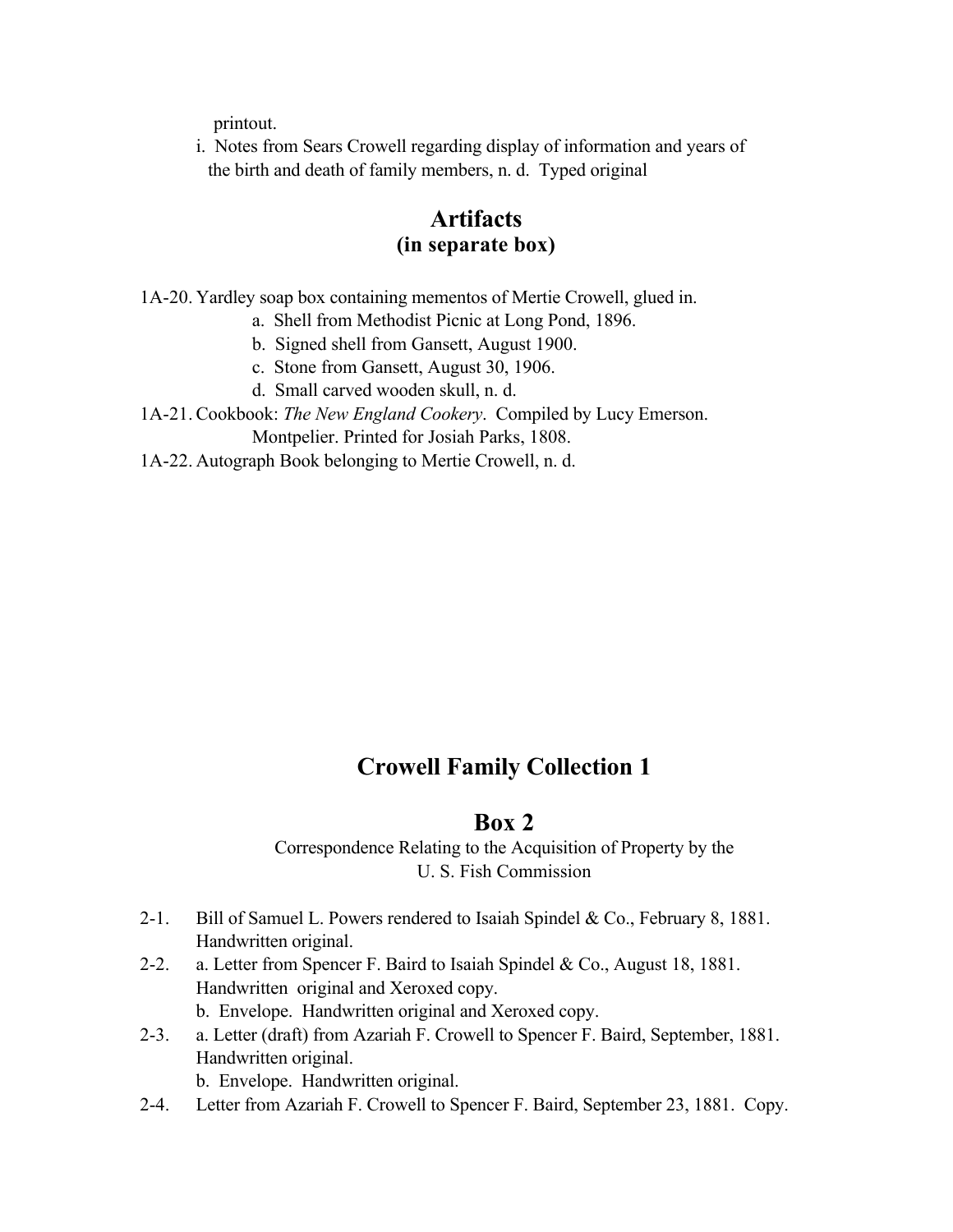printout.

i. Notes from Sears Crowell regarding display of information and years of the birth and death of family members, n. d. Typed original

## Artifacts
### (in separate box)

1A-20. Yardley soap box containing mementos of Mertie Crowell, glued in.
  a. Shell from Methodist Picnic at Long Pond, 1896.
  b. Signed shell from Gansett, August 1900.
  c. Stone from Gansett, August 30, 1906.
  d. Small carved wooden skull, n. d.

1A-21. Cookbook: *The New England Cookery*. Compiled by Lucy Emerson. Montpelier. Printed for Josiah Parks, 1808.

1A-22. Autograph Book belonging to Mertie Crowell, n. d.

# Crowell Family Collection 1

## Box 2

Correspondence Relating to the Acquisition of Property by the U. S. Fish Commission

2-1. Bill of Samuel L. Powers rendered to Isaiah Spindel & Co., February 8, 1881. Handwritten original.

2-2. a. Letter from Spencer F. Baird to Isaiah Spindel & Co., August 18, 1881. Handwritten original and Xeroxed copy.
  b. Envelope. Handwritten original and Xeroxed copy.

2-3. a. Letter (draft) from Azariah F. Crowell to Spencer F. Baird, September, 1881. Handwritten original.
  b. Envelope. Handwritten original.

2-4. Letter from Azariah F. Crowell to Spencer F. Baird, September 23, 1881. Copy.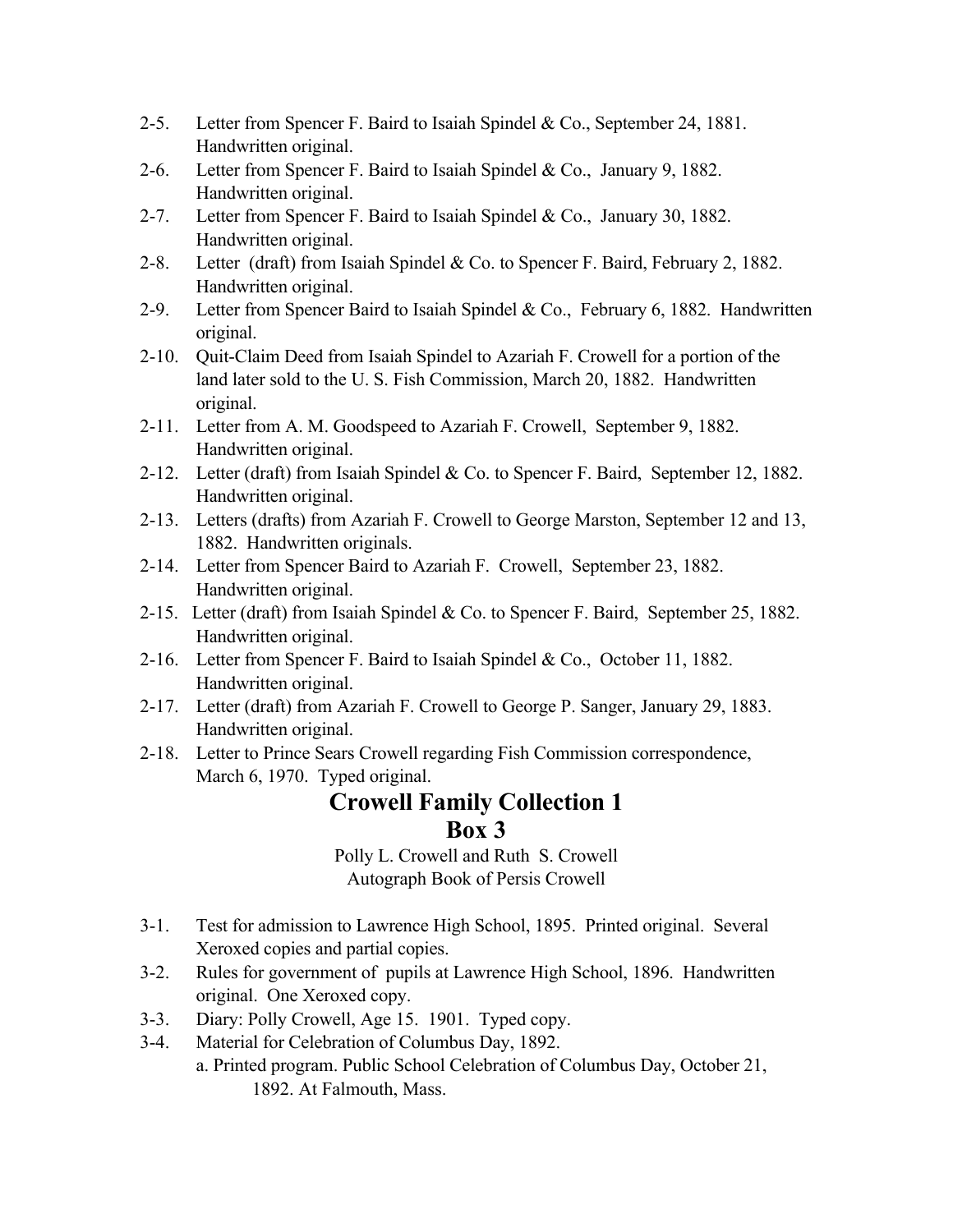- 2-5. Letter from Spencer F. Baird to Isaiah Spindel & Co., September 24, 1881. Handwritten original.
- 2-6. Letter from Spencer F. Baird to Isaiah Spindel & Co., January 9, 1882. Handwritten original.
- 2-7. Letter from Spencer F. Baird to Isaiah Spindel & Co., January 30, 1882. Handwritten original.
- 2-8. Letter (draft) from Isaiah Spindel & Co. to Spencer F. Baird, February 2, 1882. Handwritten original.
- 2-9. Letter from Spencer Baird to Isaiah Spindel & Co., February 6, 1882. Handwritten original.
- 2-10. Quit-Claim Deed from Isaiah Spindel to Azariah F. Crowell for a portion of the land later sold to the U. S. Fish Commission, March 20, 1882. Handwritten original.
- 2-11. Letter from A. M. Goodspeed to Azariah F. Crowell, September 9, 1882. Handwritten original.
- 2-12. Letter (draft) from Isaiah Spindel & Co. to Spencer F. Baird, September 12, 1882. Handwritten original.
- 2-13. Letters (drafts) from Azariah F. Crowell to George Marston, September 12 and 13, 1882. Handwritten originals.
- 2-14. Letter from Spencer Baird to Azariah F. Crowell, September 23, 1882. Handwritten original.
- 2-15. Letter (draft) from Isaiah Spindel & Co. to Spencer F. Baird, September 25, 1882. Handwritten original.
- 2-16. Letter from Spencer F. Baird to Isaiah Spindel & Co., October 11, 1882. Handwritten original.
- 2-17. Letter (draft) from Azariah F. Crowell to George P. Sanger, January 29, 1883. Handwritten original.
- 2-18. Letter to Prince Sears Crowell regarding Fish Commission correspondence, March 6, 1970. Typed original.

# Crowell Family Collection 1
# Box 3

Polly L. Crowell and Ruth S. Crowell
Autograph Book of Persis Crowell

- 3-1. Test for admission to Lawrence High School, 1895. Printed original. Several Xeroxed copies and partial copies.
- 3-2. Rules for government of pupils at Lawrence High School, 1896. Handwritten original. One Xeroxed copy.
- 3-3. Diary: Polly Crowell, Age 15. 1901. Typed copy.
- 3-4. Material for Celebration of Columbus Day, 1892.
  - a. Printed program. Public School Celebration of Columbus Day, October 21, 1892. At Falmouth, Mass.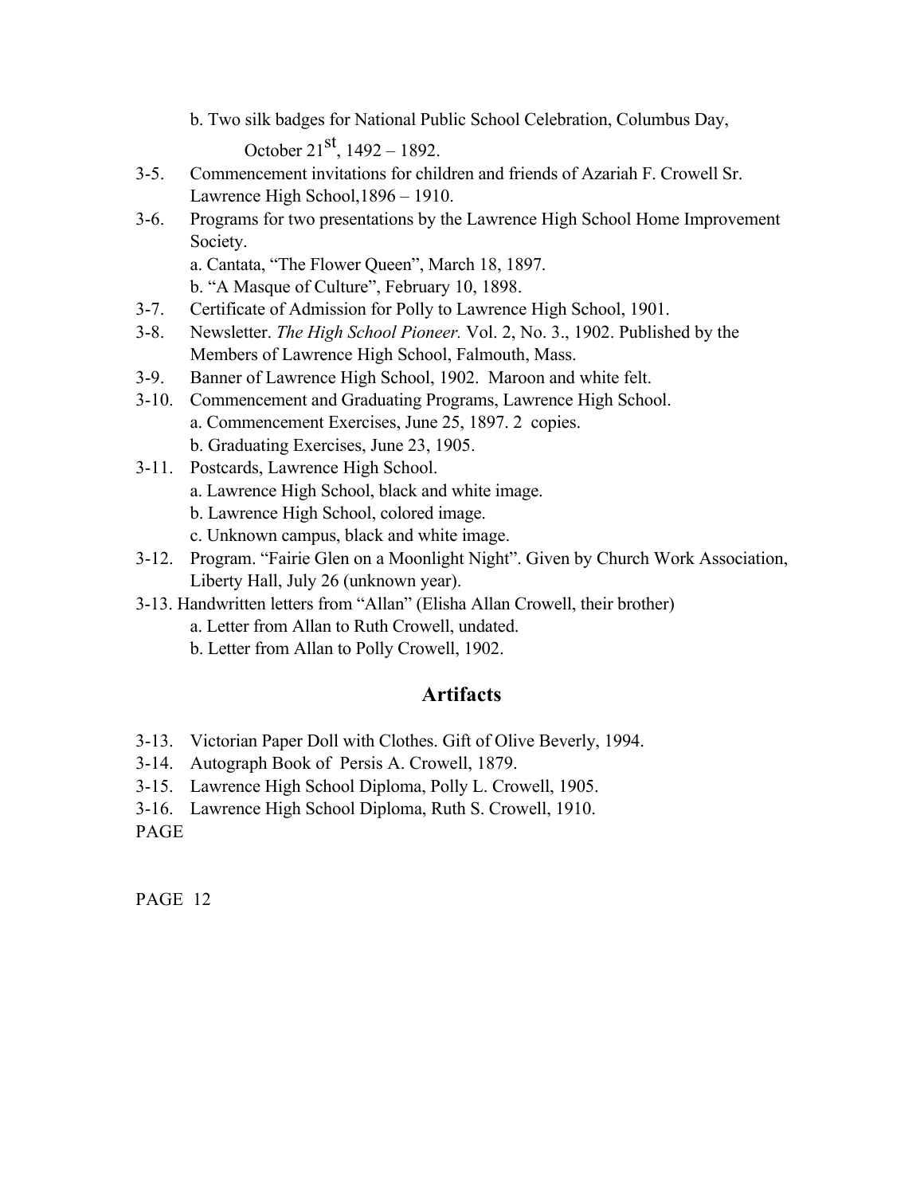b. Two silk badges for National Public School Celebration, Columbus Day, October 21st, 1492 – 1892.

3-5. Commencement invitations for children and friends of Azariah F. Crowell Sr. Lawrence High School,1896 – 1910.

3-6. Programs for two presentations by the Lawrence High School Home Improvement Society.
  a. Cantata, “The Flower Queen”, March 18, 1897.
  b. “A Masque of Culture”, February 10, 1898.

3-7. Certificate of Admission for Polly to Lawrence High School, 1901.

3-8. Newsletter. *The High School Pioneer.* Vol. 2, No. 3., 1902. Published by the Members of Lawrence High School, Falmouth, Mass.

3-9. Banner of Lawrence High School, 1902. Maroon and white felt.

3-10. Commencement and Graduating Programs, Lawrence High School.
  a. Commencement Exercises, June 25, 1897. 2 copies.
  b. Graduating Exercises, June 23, 1905.

3-11. Postcards, Lawrence High School.
  a. Lawrence High School, black and white image.
  b. Lawrence High School, colored image.
  c. Unknown campus, black and white image.

3-12. Program. “Fairie Glen on a Moonlight Night”. Given by Church Work Association, Liberty Hall, July 26 (unknown year).

3-13. Handwritten letters from “Allan” (Elisha Allan Crowell, their brother)
  a. Letter from Allan to Ruth Crowell, undated.
  b. Letter from Allan to Polly Crowell, 1902.

## Artifacts

3-13. Victorian Paper Doll with Clothes. Gift of Olive Beverly, 1994.

3-14. Autograph Book of Persis A. Crowell, 1879.

3-15. Lawrence High School Diploma, Polly L. Crowell, 1905.

3-16. Lawrence High School Diploma, Ruth S. Crowell, 1910.